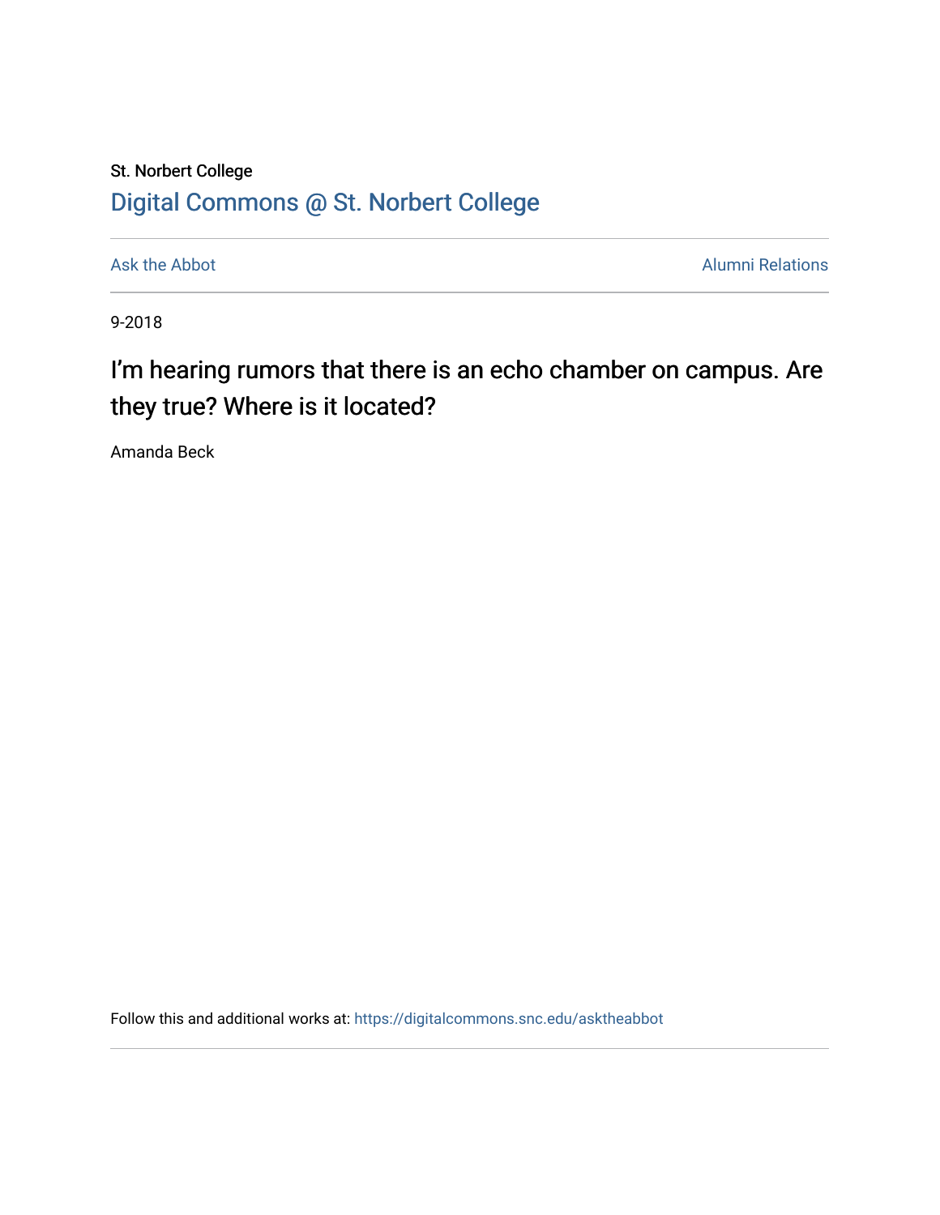St. Norbert College

Digital Commons @ St. Norbert College

Ask the Abbot

Alumni Relations

9-2018

# I’m hearing rumors that there is an echo chamber on campus. Are they true? Where is it located?

Amanda Beck

Follow this and additional works at: https://digitalcommons.snc.edu/asktheabbot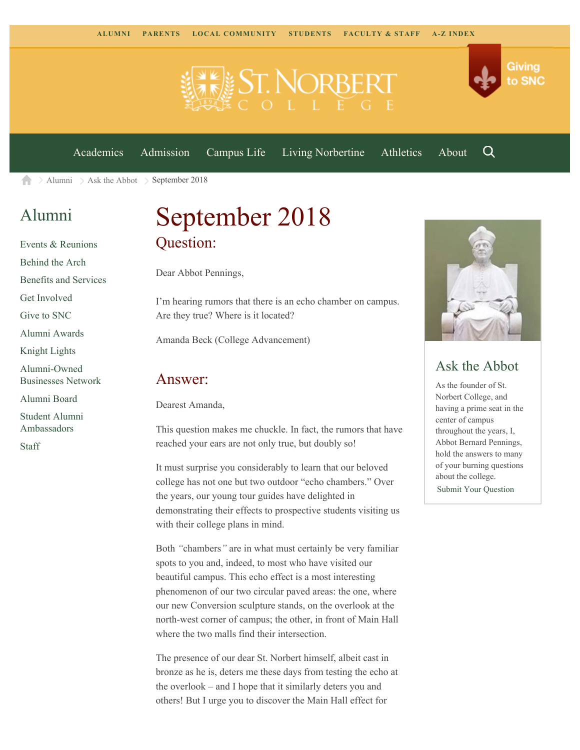ALUMNI PARENTS LOCAL COMMUNITY STUDENTS FACULTY & STAFF A-Z INDEX

Giving to SNC

Academics Admission Campus Life Living Norbertine Athletics About

Alumni > Ask the Abbot > September 2018

## Alumni

- Events & Reunions
- Behind the Arch
- Benefits and Services
- Get Involved
- Give to SNC
- Alumni Awards
- Knight Lights
- Alumni-Owned Businesses Network
- Alumni Board
- Student Alumni Ambassadors
- Staff

# September 2018

## Question:

Dear Abbot Pennings,

I'm hearing rumors that there is an echo chamber on campus. Are they true? Where is it located?

Amanda Beck (College Advancement)

## Answer:

Dearest Amanda,

This question makes me chuckle. In fact, the rumors that have reached your ears are not only true, but doubly so!

It must surprise you considerably to learn that our beloved college has not one but two outdoor "echo chambers." Over the years, our young tour guides have delighted in demonstrating their effects to prospective students visiting us with their college plans in mind.

Both *"chambers"* are in what must certainly be very familiar spots to you and, indeed, to most who have visited our beautiful campus. This echo effect is a most interesting phenomenon of our two circular paved areas: the one, where our new Conversion sculpture stands, on the overlook at the north-west corner of campus; the other, in front of Main Hall where the two malls find their intersection.

The presence of our dear St. Norbert himself, albeit cast in bronze as he is, deters me these days from testing the echo at the overlook – and I hope that it similarly deters you and others! But I urge you to discover the Main Hall effect for

## Ask the Abbot

As the founder of St. Norbert College, and having a prime seat in the center of campus throughout the years, I, Abbot Bernard Pennings, hold the answers to many of your burning questions about the college.

Submit Your Question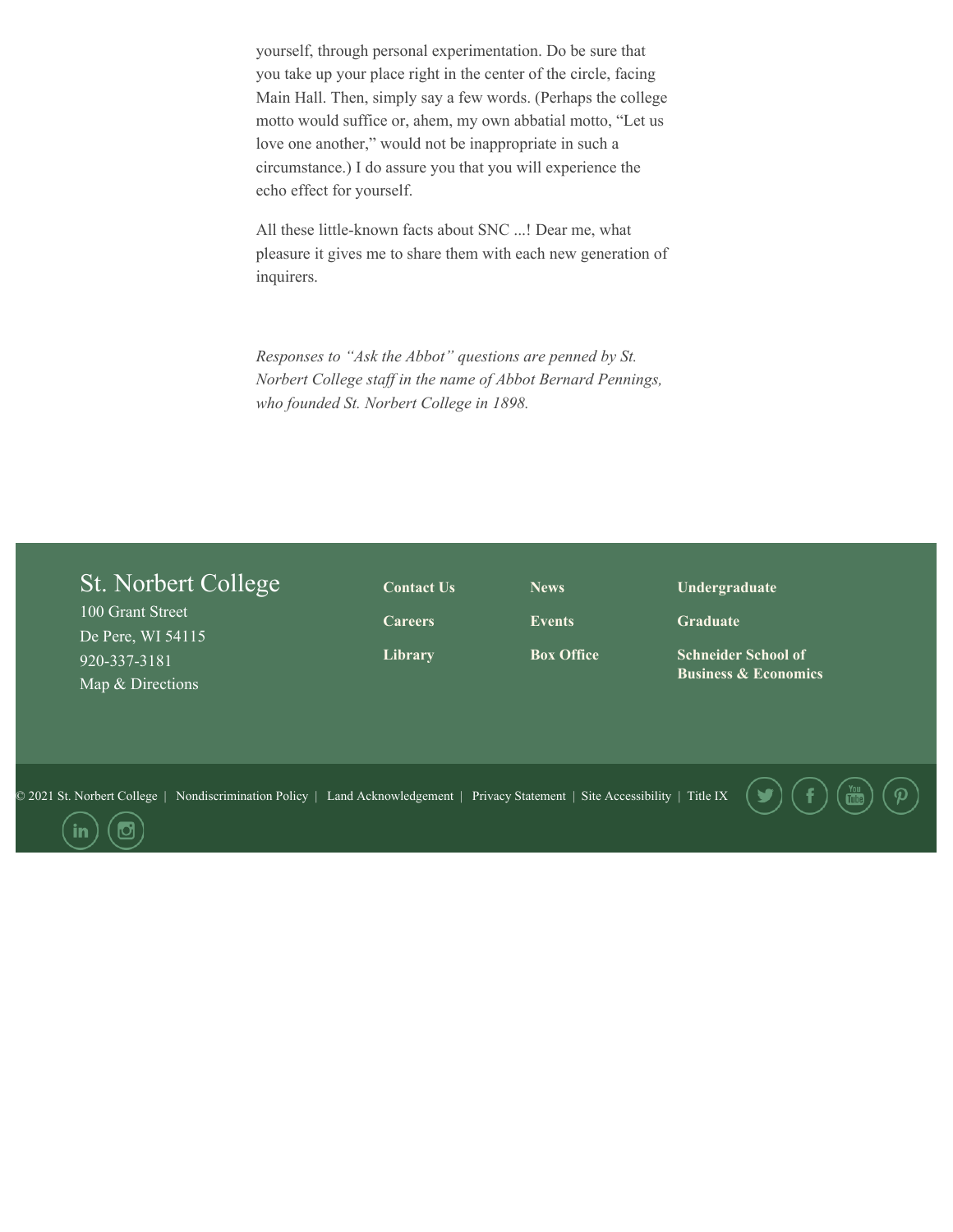yourself, through personal experimentation. Do be sure that you take up your place right in the center of the circle, facing Main Hall. Then, simply say a few words. (Perhaps the college motto would suffice or, ahem, my own abbatial motto, “Let us love one another,” would not be inappropriate in such a circumstance.) I do assure you that you will experience the echo effect for yourself.

All these little-known facts about SNC ...! Dear me, what pleasure it gives me to share them with each new generation of inquirers.

*Responses to “Ask the Abbot” questions are penned by St. Norbert College staff in the name of Abbot Bernard Pennings, who founded St. Norbert College in 1898.*

St. Norbert College
100 Grant Street
De Pere, WI 54115
920-337-3181
Map & Directions

**Contact Us**
**Careers**
**Library**
**News**
**Events**
**Box Office**
**Undergraduate**
**Graduate**
**Schneider School of Business & Economics**

© 2021 St. Norbert College | Nondiscrimination Policy | Land Acknowledgement | Privacy Statement | Site Accessibility | Title IX